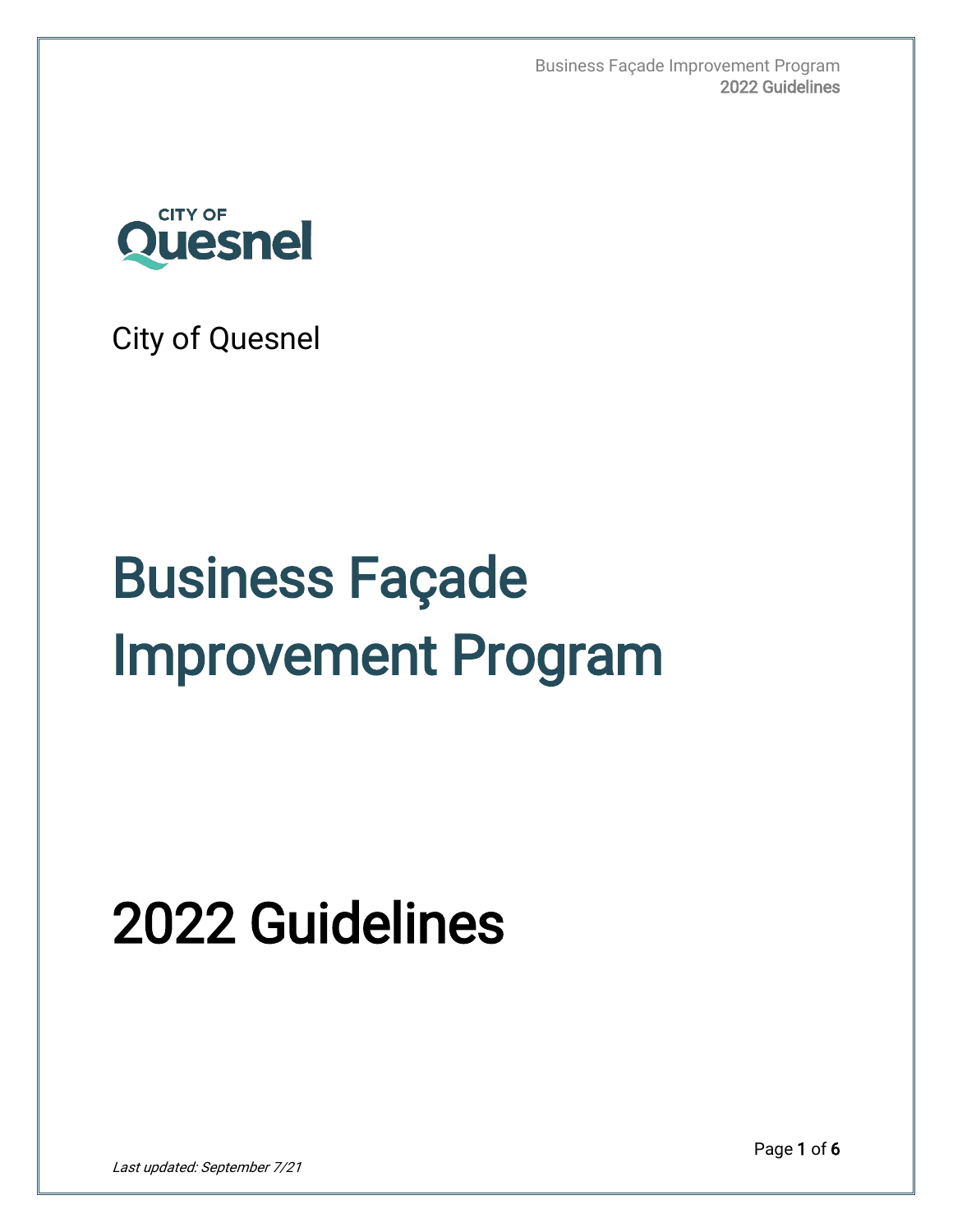City of Quesnel

# Business Façade Improvement Program

# 2022 Guidelines

*Last updated: September 7/21*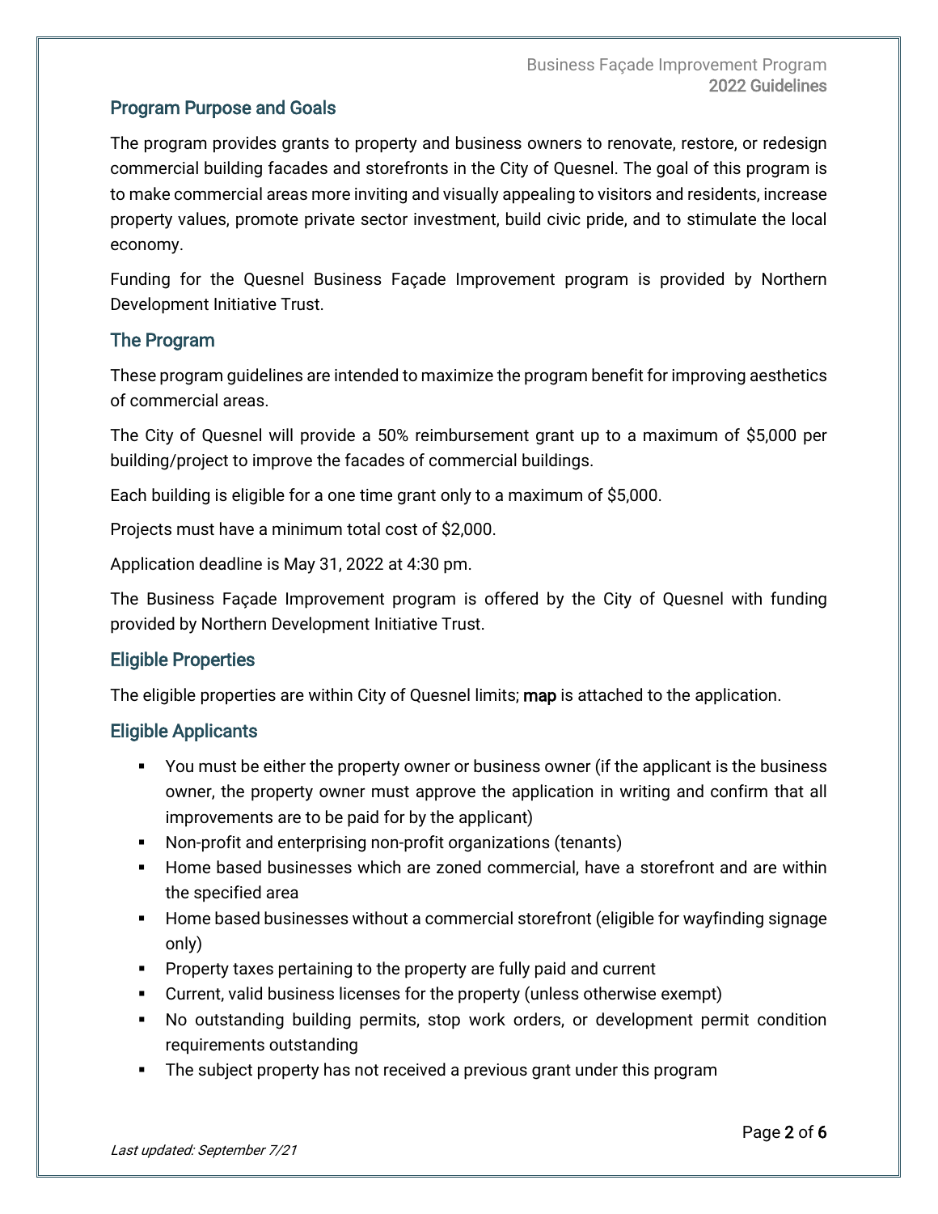## Program Purpose and Goals

The program provides grants to property and business owners to renovate, restore, or redesign commercial building facades and storefronts in the City of Quesnel. The goal of this program is to make commercial areas more inviting and visually appealing to visitors and residents, increase property values, promote private sector investment, build civic pride, and to stimulate the local economy.

Funding for the Quesnel Business Façade Improvement program is provided by Northern Development Initiative Trust.

## The Program

These program guidelines are intended to maximize the program benefit for improving aesthetics of commercial areas.

The City of Quesnel will provide a 50% reimbursement grant up to a maximum of $5,000 per building/project to improve the facades of commercial buildings.

Each building is eligible for a one time grant only to a maximum of $5,000.

Projects must have a minimum total cost of $2,000.

Application deadline is May 31, 2022 at 4:30 pm.

The Business Façade Improvement program is offered by the City of Quesnel with funding provided by Northern Development Initiative Trust.

## Eligible Properties

The eligible properties are within City of Quesnel limits; map is attached to the application.

## Eligible Applicants

- You must be either the property owner or business owner (if the applicant is the business owner, the property owner must approve the application in writing and confirm that all improvements are to be paid for by the applicant)
- Non-profit and enterprising non-profit organizations (tenants)
- Home based businesses which are zoned commercial, have a storefront and are within the specified area
- Home based businesses without a commercial storefront (eligible for wayfinding signage only)
- Property taxes pertaining to the property are fully paid and current
- Current, valid business licenses for the property (unless otherwise exempt)
- No outstanding building permits, stop work orders, or development permit condition requirements outstanding
- The subject property has not received a previous grant under this program

*Last updated: September 7/21*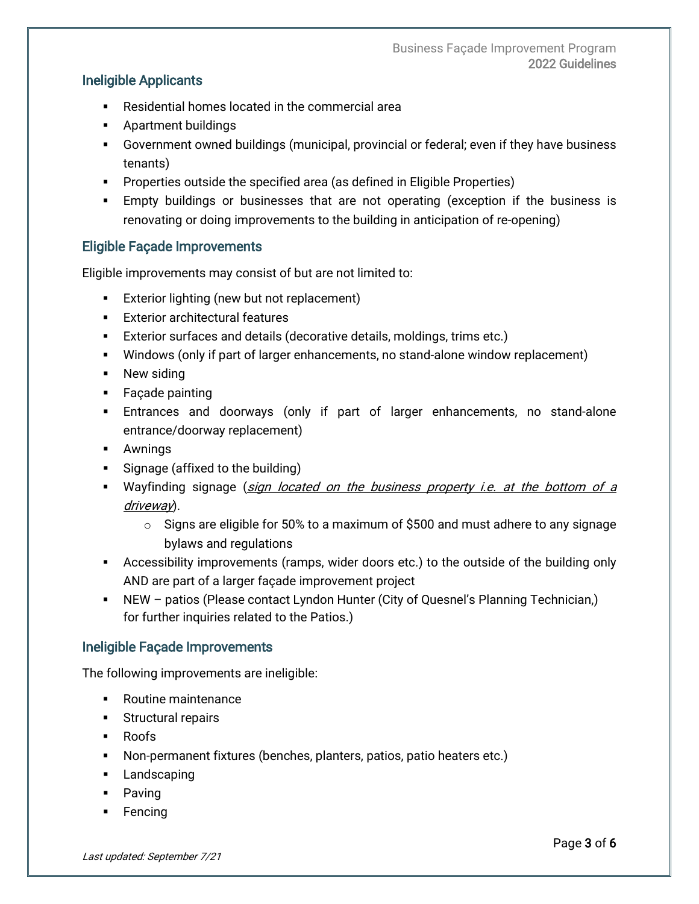## Ineligible Applicants

- Residential homes located in the commercial area
- Apartment buildings
- Government owned buildings (municipal, provincial or federal; even if they have business tenants)
- Properties outside the specified area (as defined in Eligible Properties)
- Empty buildings or businesses that are not operating (exception if the business is renovating or doing improvements to the building in anticipation of re-opening)

## Eligible Façade Improvements

Eligible improvements may consist of but are not limited to:

- Exterior lighting (new but not replacement)
- Exterior architectural features
- Exterior surfaces and details (decorative details, moldings, trims etc.)
- Windows (only if part of larger enhancements, no stand-alone window replacement)
- New siding
- Façade painting
- Entrances and doorways (only if part of larger enhancements, no stand-alone entrance/doorway replacement)
- Awnings
- Signage (affixed to the building)
- Wayfinding signage (*sign located on the business property i.e. at the bottom of a driveway*).
  - Signs are eligible for 50% to a maximum of $500 and must adhere to any signage bylaws and regulations
- Accessibility improvements (ramps, wider doors etc.) to the outside of the building only AND are part of a larger façade improvement project
- NEW – patios (Please contact Lyndon Hunter (City of Quesnel's Planning Technician,) for further inquiries related to the Patios.)

## Ineligible Façade Improvements

The following improvements are ineligible:

- Routine maintenance
- Structural repairs
- Roofs
- Non-permanent fixtures (benches, planters, patios, patio heaters etc.)
- Landscaping
- Paving
- Fencing

*Last updated: September 7/21*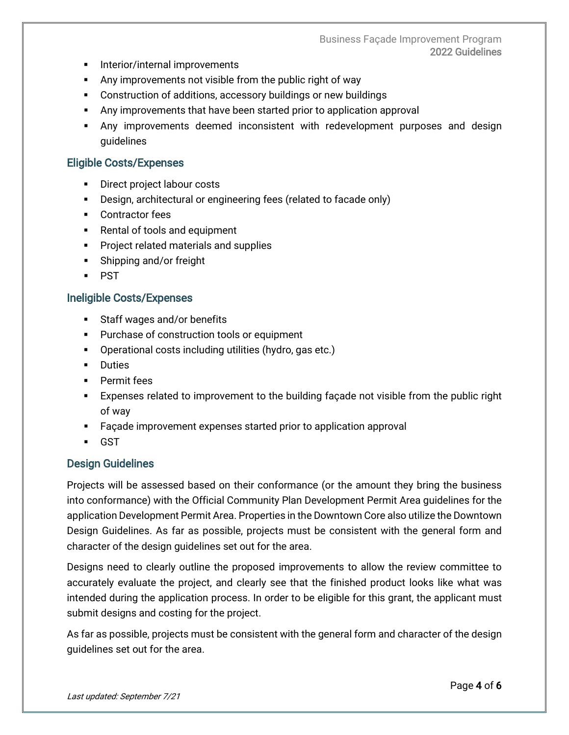- Interior/internal improvements
- Any improvements not visible from the public right of way
- Construction of additions, accessory buildings or new buildings
- Any improvements that have been started prior to application approval
- Any improvements deemed inconsistent with redevelopment purposes and design guidelines

### Eligible Costs/Expenses

- Direct project labour costs
- Design, architectural or engineering fees (related to facade only)
- Contractor fees
- Rental of tools and equipment
- Project related materials and supplies
- Shipping and/or freight
- PST

### Ineligible Costs/Expenses

- Staff wages and/or benefits
- Purchase of construction tools or equipment
- Operational costs including utilities (hydro, gas etc.)
- Duties
- Permit fees
- Expenses related to improvement to the building façade not visible from the public right of way
- Façade improvement expenses started prior to application approval
- GST

### Design Guidelines

Projects will be assessed based on their conformance (or the amount they bring the business into conformance) with the Official Community Plan Development Permit Area guidelines for the application Development Permit Area. Properties in the Downtown Core also utilize the Downtown Design Guidelines. As far as possible, projects must be consistent with the general form and character of the design guidelines set out for the area.

Designs need to clearly outline the proposed improvements to allow the review committee to accurately evaluate the project, and clearly see that the finished product looks like what was intended during the application process. In order to be eligible for this grant, the applicant must submit designs and costing for the project.

As far as possible, projects must be consistent with the general form and character of the design guidelines set out for the area.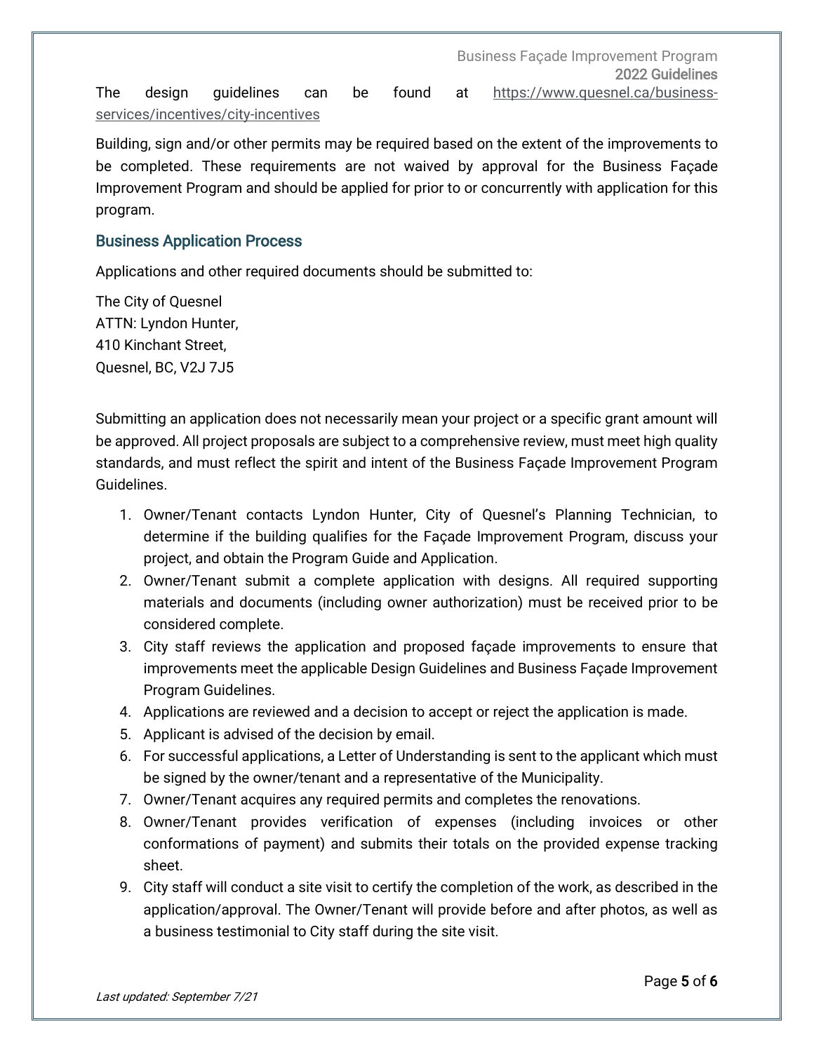The design guidelines can be found at [https://www.quesnel.ca/business-services/incentives/city-incentives](https://www.quesnel.ca/business-services/incentives/city-incentives)

Building, sign and/or other permits may be required based on the extent of the improvements to be completed. These requirements are not waived by approval for the Business Façade Improvement Program and should be applied for prior to or concurrently with application for this program.

## Business Application Process

Applications and other required documents should be submitted to:

The City of Quesnel
ATTN: Lyndon Hunter,
410 Kinchant Street,
Quesnel, BC, V2J 7J5

Submitting an application does not necessarily mean your project or a specific grant amount will be approved. All project proposals are subject to a comprehensive review, must meet high quality standards, and must reflect the spirit and intent of the Business Façade Improvement Program Guidelines.

1. Owner/Tenant contacts Lyndon Hunter, City of Quesnel's Planning Technician, to determine if the building qualifies for the Façade Improvement Program, discuss your project, and obtain the Program Guide and Application.
2. Owner/Tenant submit a complete application with designs. All required supporting materials and documents (including owner authorization) must be received prior to be considered complete.
3. City staff reviews the application and proposed façade improvements to ensure that improvements meet the applicable Design Guidelines and Business Façade Improvement Program Guidelines.
4. Applications are reviewed and a decision to accept or reject the application is made.
5. Applicant is advised of the decision by email.
6. For successful applications, a Letter of Understanding is sent to the applicant which must be signed by the owner/tenant and a representative of the Municipality.
7. Owner/Tenant acquires any required permits and completes the renovations.
8. Owner/Tenant provides verification of expenses (including invoices or other conformations of payment) and submits their totals on the provided expense tracking sheet.
9. City staff will conduct a site visit to certify the completion of the work, as described in the application/approval. The Owner/Tenant will provide before and after photos, as well as a business testimonial to City staff during the site visit.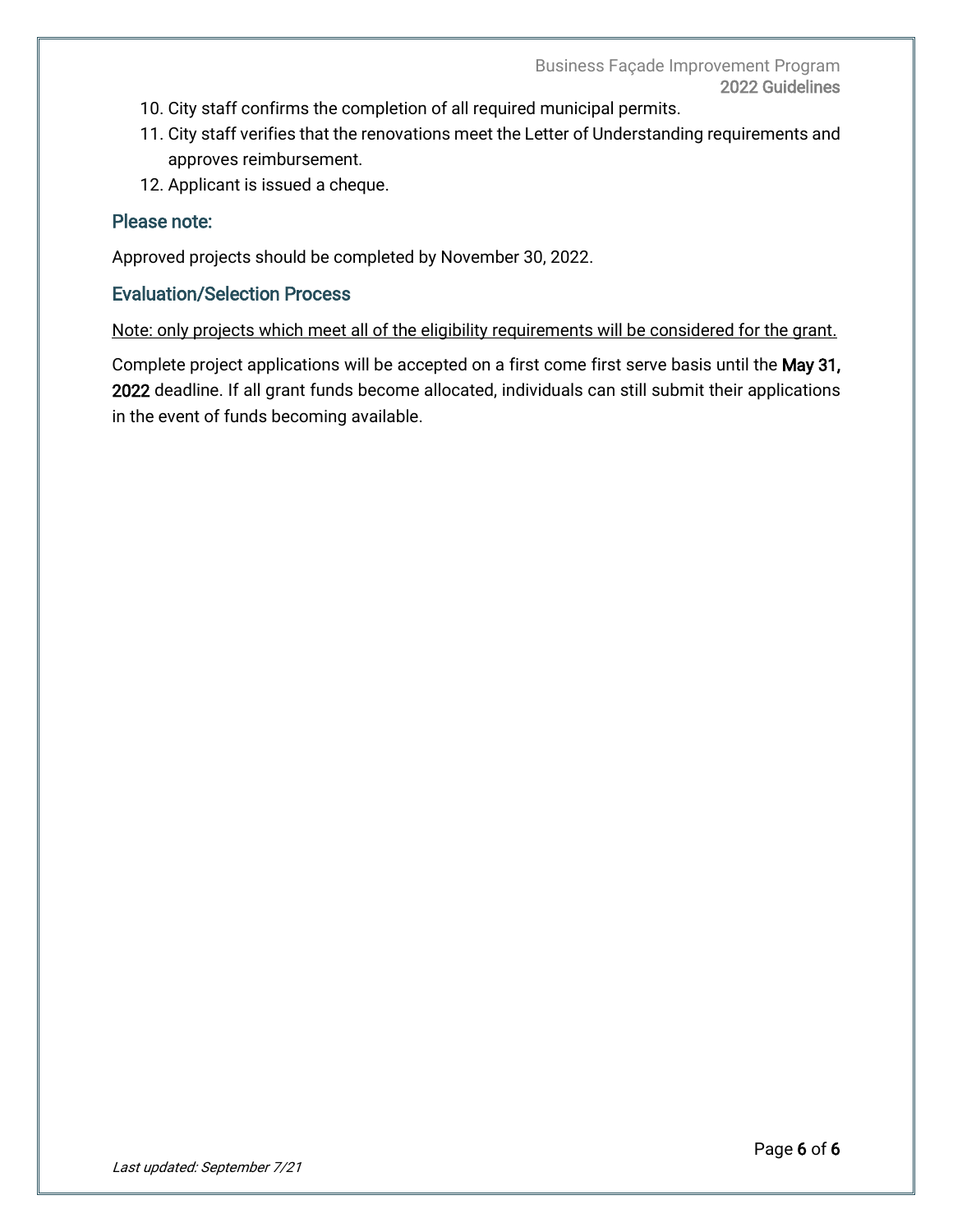10. City staff confirms the completion of all required municipal permits.
11. City staff verifies that the renovations meet the Letter of Understanding requirements and approves reimbursement.
12. Applicant is issued a cheque.

## Please note:

Approved projects should be completed by November 30, 2022.

## Evaluation/Selection Process

Note: only projects which meet all of the eligibility requirements will be considered for the grant.

Complete project applications will be accepted on a first come first serve basis until the **May 31, 2022** deadline. If all grant funds become allocated, individuals can still submit their applications in the event of funds becoming available.

*Last updated: September 7/21*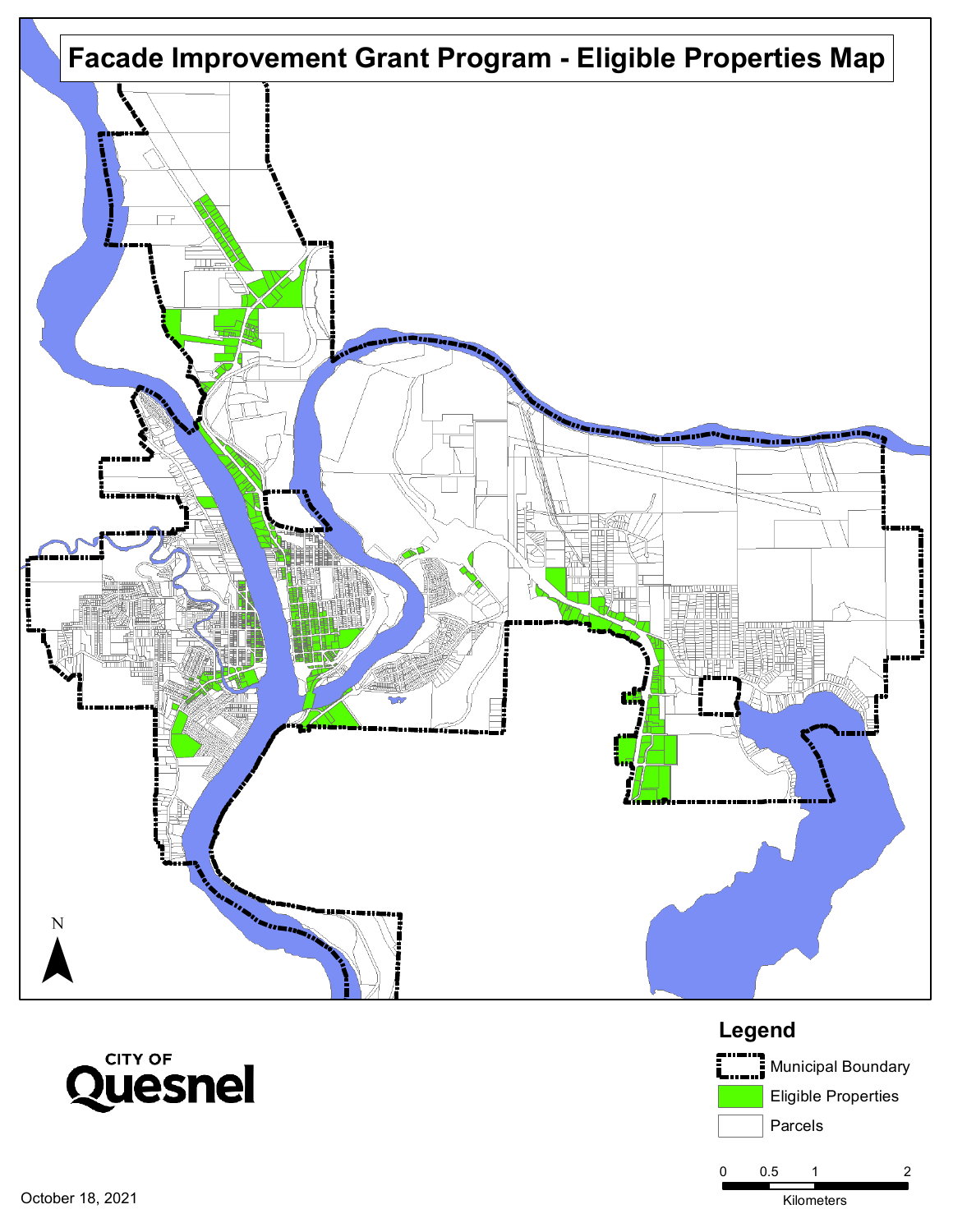# Facade Improvement Grant Program - Eligible Properties Map

N

**Legend**

Municipal Boundary

Eligible Properties

Parcels

0 0.5 1 2

Kilometers

CITY OF Quesnel

October 18, 2021